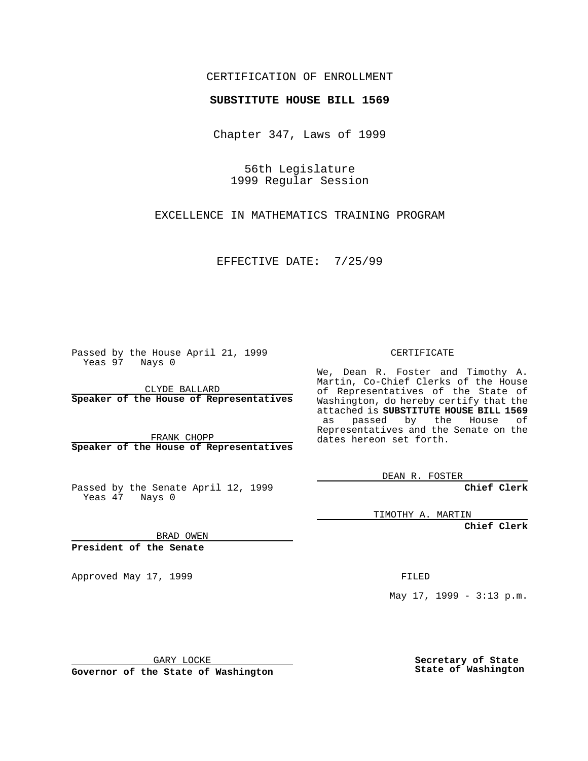CERTIFICATION OF ENROLLMENT

**SUBSTITUTE HOUSE BILL 1569**

Chapter 347, Laws of 1999

56th Legislature
1999 Regular Session

EXCELLENCE IN MATHEMATICS TRAINING PROGRAM

EFFECTIVE DATE: 7/25/99

Passed by the House April 21, 1999
Yeas 97 Nays 0

CLYDE BALLARD
**Speaker of the House of Representatives**

FRANK CHOPP
**Speaker of the House of Representatives**

Passed by the Senate April 12, 1999
Yeas 47 Nays 0

BRAD OWEN
**President of the Senate**

Approved May 17, 1999

GARY LOCKE
**Governor of the State of Washington**

CERTIFICATE

We, Dean R. Foster and Timothy A. Martin, Co-Chief Clerks of the House of Representatives of the State of Washington, do hereby certify that the attached is **SUBSTITUTE HOUSE BILL 1569** as passed by the House of Representatives and the Senate on the dates hereon set forth.

DEAN R. FOSTER
**Chief Clerk**

TIMOTHY A. MARTIN
**Chief Clerk**

FILED

May 17, 1999 - 3:13 p.m.

**Secretary of State**
**State of Washington**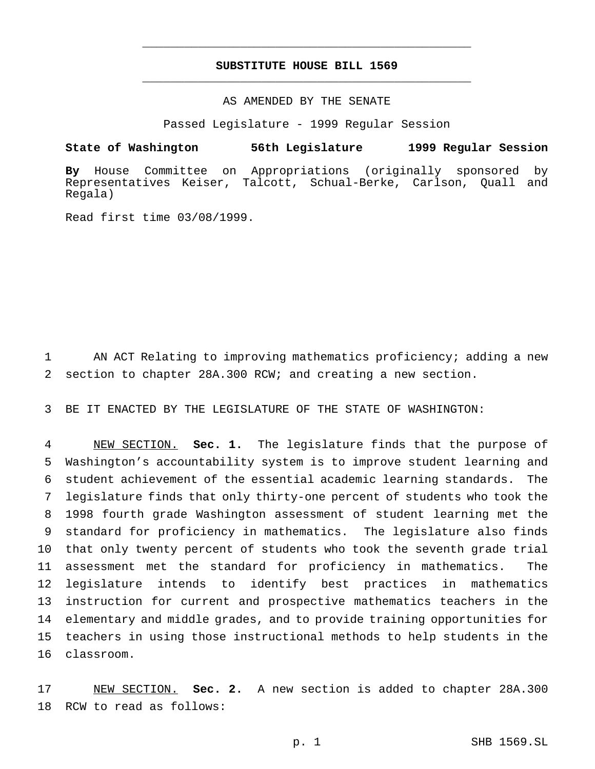**SUBSTITUTE HOUSE BILL 1569**

AS AMENDED BY THE SENATE

Passed Legislature - 1999 Regular Session

**State of Washington 56th Legislature 1999 Regular Session**

**By** House Committee on Appropriations (originally sponsored by Representatives Keiser, Talcott, Schual-Berke, Carlson, Quall and Regala)

Read first time 03/08/1999.

AN ACT Relating to improving mathematics proficiency; adding a new section to chapter 28A.300 RCW; and creating a new section.

BE IT ENACTED BY THE LEGISLATURE OF THE STATE OF WASHINGTON:

NEW SECTION. **Sec. 1.** The legislature finds that the purpose of Washington's accountability system is to improve student learning and student achievement of the essential academic learning standards. The legislature finds that only thirty-one percent of students who took the 1998 fourth grade Washington assessment of student learning met the standard for proficiency in mathematics. The legislature also finds that only twenty percent of students who took the seventh grade trial assessment met the standard for proficiency in mathematics. The legislature intends to identify best practices in mathematics instruction for current and prospective mathematics teachers in the elementary and middle grades, and to provide training opportunities for teachers in using those instructional methods to help students in the classroom.

NEW SECTION. **Sec. 2.** A new section is added to chapter 28A.300 RCW to read as follows: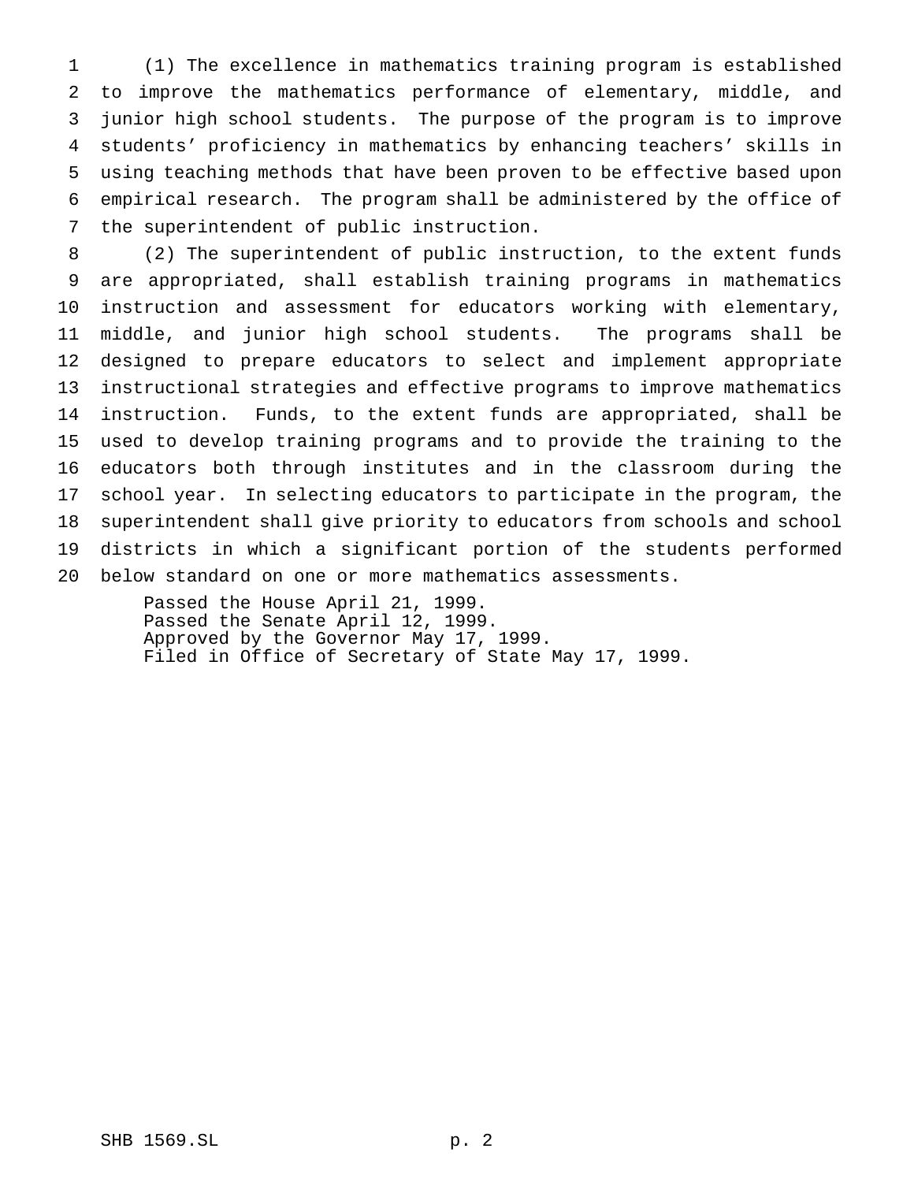(1) The excellence in mathematics training program is established to improve the mathematics performance of elementary, middle, and junior high school students. The purpose of the program is to improve students' proficiency in mathematics by enhancing teachers' skills in using teaching methods that have been proven to be effective based upon empirical research. The program shall be administered by the office of the superintendent of public instruction.

(2) The superintendent of public instruction, to the extent funds are appropriated, shall establish training programs in mathematics instruction and assessment for educators working with elementary, middle, and junior high school students. The programs shall be designed to prepare educators to select and implement appropriate instructional strategies and effective programs to improve mathematics instruction. Funds, to the extent funds are appropriated, shall be used to develop training programs and to provide the training to the educators both through institutes and in the classroom during the school year. In selecting educators to participate in the program, the superintendent shall give priority to educators from schools and school districts in which a significant portion of the students performed below standard on one or more mathematics assessments.

Passed the House April 21, 1999.
Passed the Senate April 12, 1999.
Approved by the Governor May 17, 1999.
Filed in Office of Secretary of State May 17, 1999.